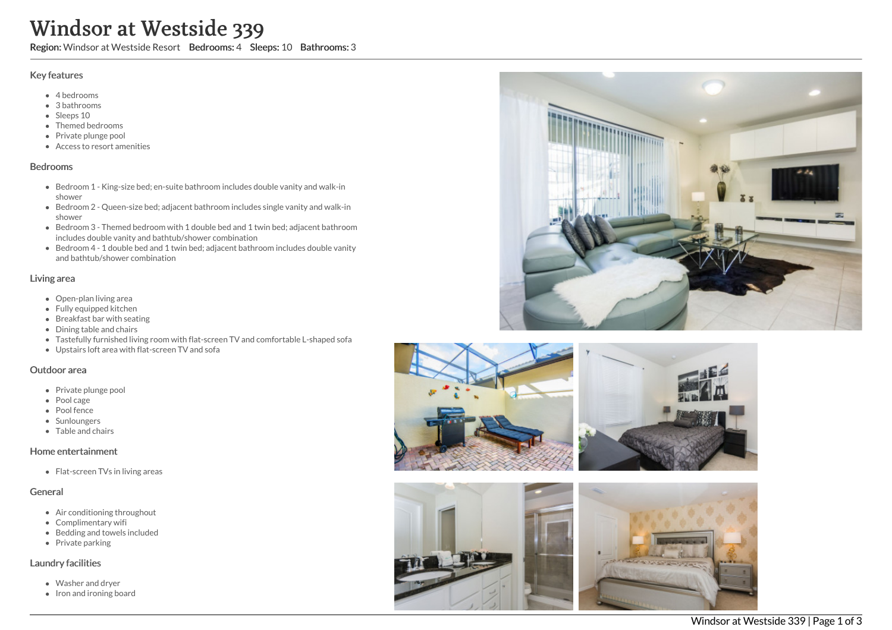# Windsor at Westside 339

**Region:** Windsor at Westside Resort **Bedrooms:** 4 **Sleeps:** 10 **Bathrooms:** 3

## Key features

- 4 bedrooms
- 3 bathrooms
- Sleeps 10
- Themed bedrooms
- Private plunge pool
- Access to resort amenities

## Bedrooms

- Bedroom 1 - King-size bed; en-suite bathroom includes double vanity and walk-in shower
- Bedroom 2 - Queen-size bed; adjacent bathroom includes single vanity and walk-in shower
- Bedroom 3 - Themed bedroom with 1 double bed and 1 twin bed; adjacent bathroom includes double vanity and bathtub/shower combination
- Bedroom 4 - 1 double bed and 1 twin bed; adjacent bathroom includes double vanity and bathtub/shower combination

## Living area

- Open-plan living area
- Fully equipped kitchen
- Breakfast bar with seating
- Dining table and chairs
- Tastefully furnished living room with flat-screen TV and comfortable L-shaped sofa
- Upstairs loft area with flat-screen TV and sofa

## Outdoor area

- Private plunge pool
- Pool cage
- Pool fence
- Sunloungers
- Table and chairs

## Home entertainment

- Flat-screen TVs in living areas

## General

- Air conditioning throughout
- Complimentary wifi
- Bedding and towels included
- Private parking

## Laundry facilities

- Washer and dryer
- Iron and ironing board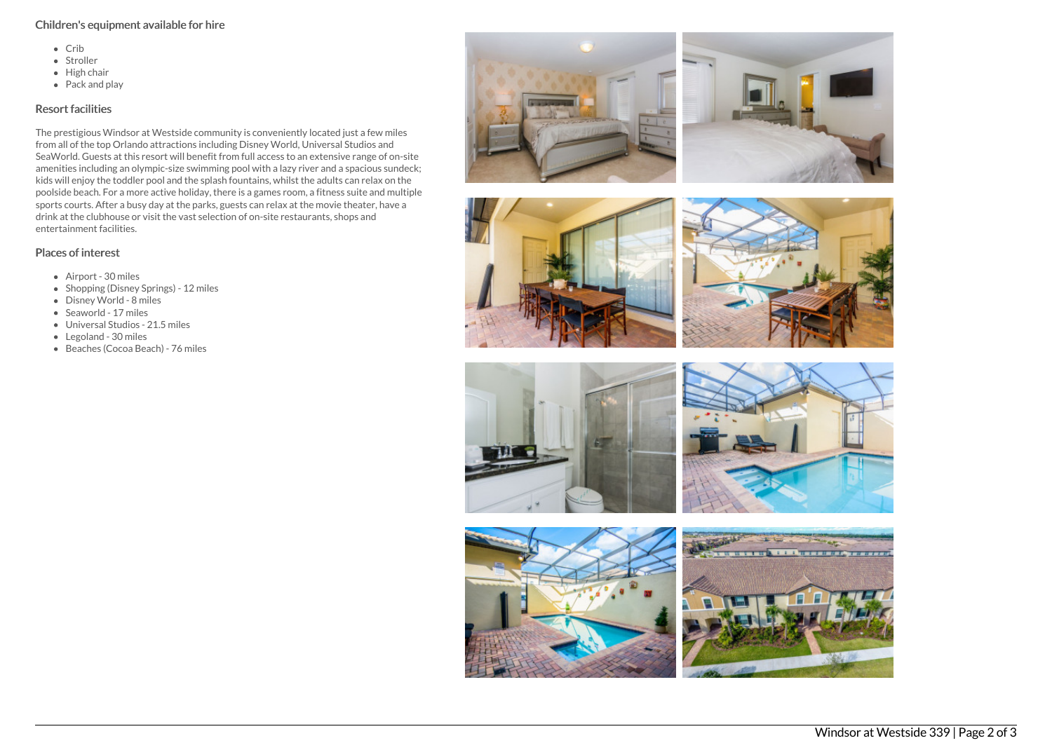## Children's equipment available for hire

- Crib
- Stroller
- High chair
- Pack and play

## Resort facilities

The prestigious Windsor at Westside community is conveniently located just a few miles from all of the top Orlando attractions including Disney World, Universal Studios and SeaWorld. Guests at this resort will benefit from full access to an extensive range of on-site amenities including an olympic-size swimming pool with a lazy river and a spacious sundeck; kids will enjoy the toddler pool and the splash fountains, whilst the adults can relax on the poolside beach. For a more active holiday, there is a games room, a fitness suite and multiple sports courts. After a busy day at the parks, guests can relax at the movie theater, have a drink at the clubhouse or visit the vast selection of on-site restaurants, shops and entertainment facilities.

## Places of interest

- Airport - 30 miles
- Shopping (Disney Springs) - 12 miles
- Disney World - 8 miles
- Seaworld - 17 miles
- Universal Studios - 21.5 miles
- Legoland - 30 miles
- Beaches (Cocoa Beach) - 76 miles